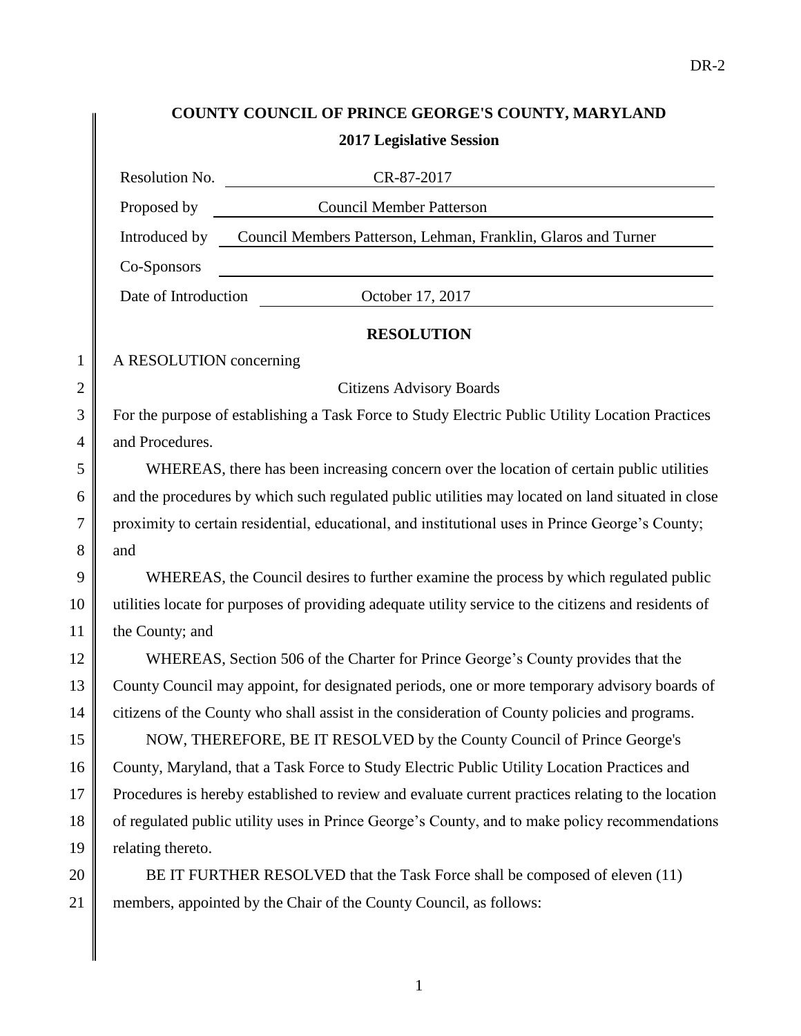# COUNTY COUNCIL OF PRINCE GEORGE'S COUNTY, MARYLAND

## 2017 Legislative Session

| | |
|---|---|
| Resolution No. | CR-87-2017 |
| Proposed by | Council Member Patterson |
| Introduced by | Council Members Patterson, Lehman, Franklin, Glaros and Turner |
| Co-Sponsors | |
| Date of Introduction | October 17, 2017 |

## RESOLUTION

A RESOLUTION concerning

Citizens Advisory Boards

For the purpose of establishing a Task Force to Study Electric Public Utility Location Practices and Procedures.

WHEREAS, there has been increasing concern over the location of certain public utilities and the procedures by which such regulated public utilities may located on land situated in close proximity to certain residential, educational, and institutional uses in Prince George's County; and

WHEREAS, the Council desires to further examine the process by which regulated public utilities locate for purposes of providing adequate utility service to the citizens and residents of the County; and

WHEREAS, Section 506 of the Charter for Prince George's County provides that the County Council may appoint, for designated periods, one or more temporary advisory boards of citizens of the County who shall assist in the consideration of County policies and programs.

NOW, THEREFORE, BE IT RESOLVED by the County Council of Prince George's County, Maryland, that a Task Force to Study Electric Public Utility Location Practices and Procedures is hereby established to review and evaluate current practices relating to the location of regulated public utility uses in Prince George's County, and to make policy recommendations relating thereto.

BE IT FURTHER RESOLVED that the Task Force shall be composed of eleven (11) members, appointed by the Chair of the County Council, as follows: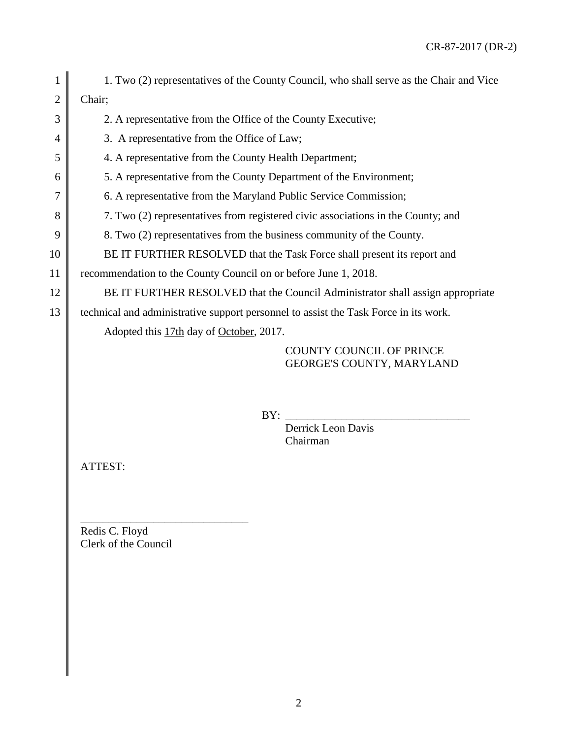1. Two (2) representatives of the County Council, who shall serve as the Chair and Vice Chair;

2. A representative from the Office of the County Executive;

3. A representative from the Office of Law;

4. A representative from the County Health Department;

5. A representative from the County Department of the Environment;

6. A representative from the Maryland Public Service Commission;

7. Two (2) representatives from registered civic associations in the County; and

8. Two (2) representatives from the business community of the County.

BE IT FURTHER RESOLVED that the Task Force shall present its report and recommendation to the County Council on or before June 1, 2018.

BE IT FURTHER RESOLVED that the Council Administrator shall assign appropriate technical and administrative support personnel to assist the Task Force in its work.

Adopted this 17th day of October, 2017.

COUNTY COUNCIL OF PRINCE GEORGE'S COUNTY, MARYLAND

BY: \_\_\_\_\_\_\_\_\_\_\_\_\_\_\_\_\_\_\_\_\_\_\_\_\_\_\_\_\_\_\_\_

Derrick Leon Davis
Chairman

ATTEST:

\_\_\_\_\_\_\_\_\_\_\_\_\_\_\_\_\_\_\_\_\_\_\_\_\_\_\_\_\_\_

Redis C. Floyd
Clerk of the Council